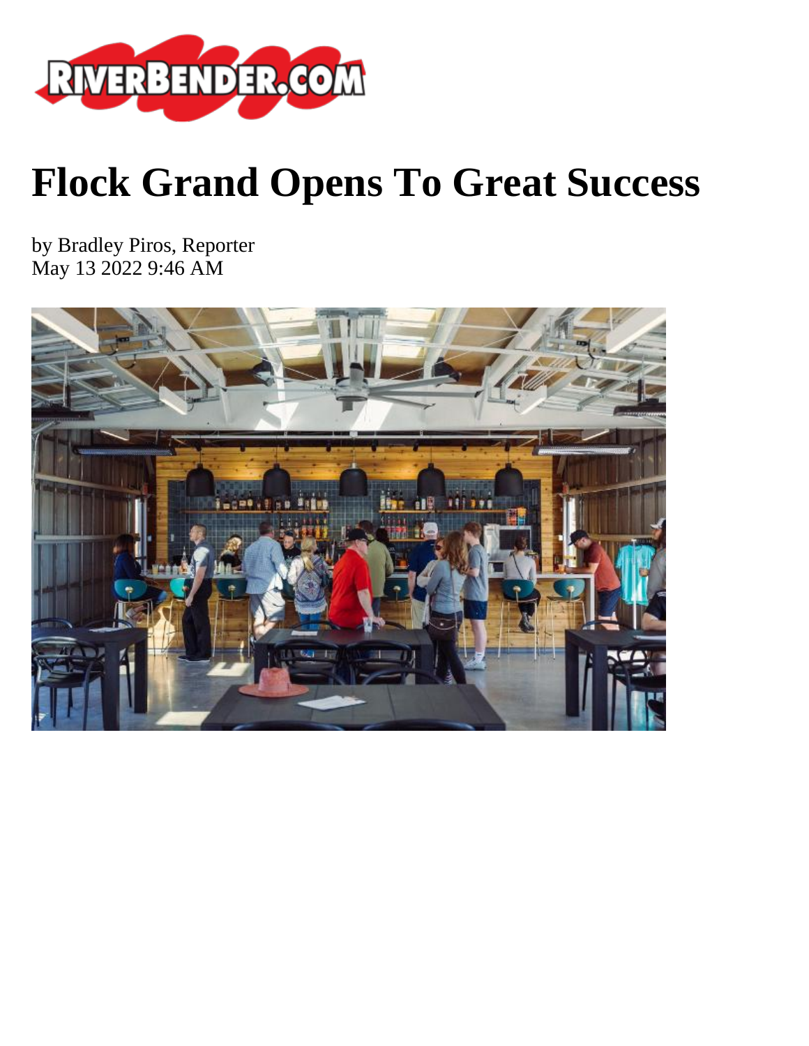# Flock Grand Opens To Great Success

by Bradley Piros, Reporter
May 13 2022 9:46 AM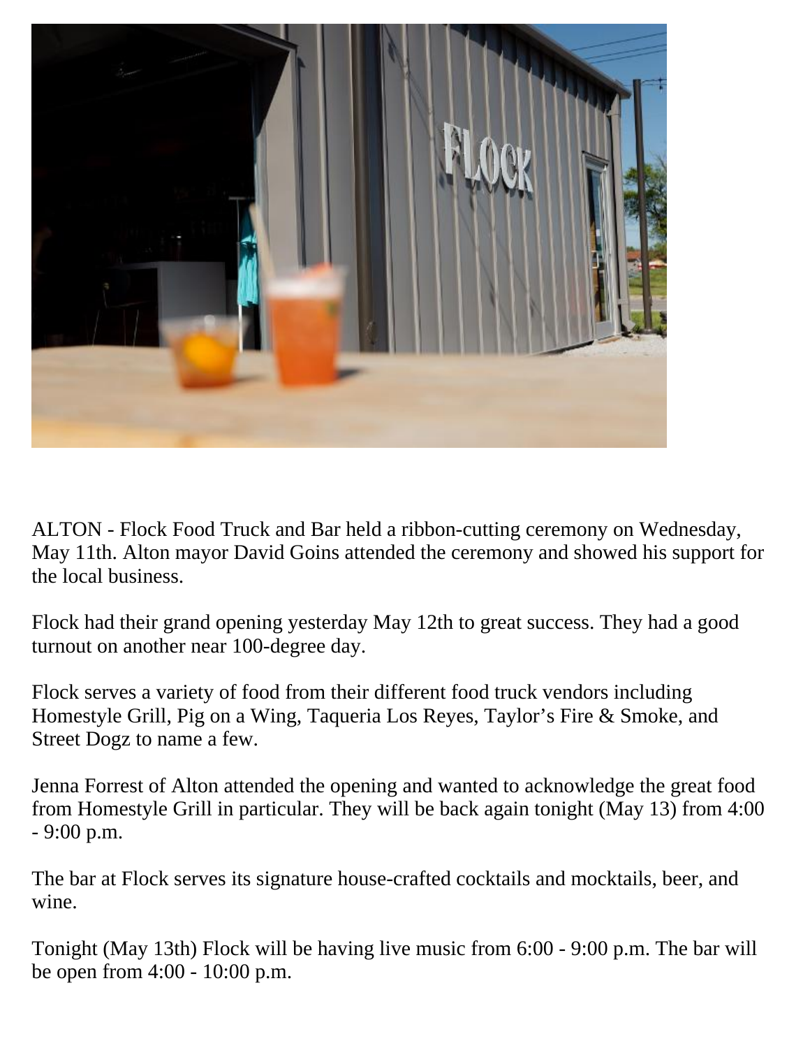ALTON - Flock Food Truck and Bar held a ribbon-cutting ceremony on Wednesday, May 11th. Alton mayor David Goins attended the ceremony and showed his support for the local business.

Flock had their grand opening yesterday May 12th to great success. They had a good turnout on another near 100-degree day.

Flock serves a variety of food from their different food truck vendors including Homestyle Grill, Pig on a Wing, Taqueria Los Reyes, Taylor's Fire & Smoke, and Street Dogz to name a few.

Jenna Forrest of Alton attended the opening and wanted to acknowledge the great food from Homestyle Grill in particular. They will be back again tonight (May 13) from 4:00 - 9:00 p.m.

The bar at Flock serves its signature house-crafted cocktails and mocktails, beer, and wine.

Tonight (May 13th) Flock will be having live music from 6:00 - 9:00 p.m. The bar will be open from 4:00 - 10:00 p.m.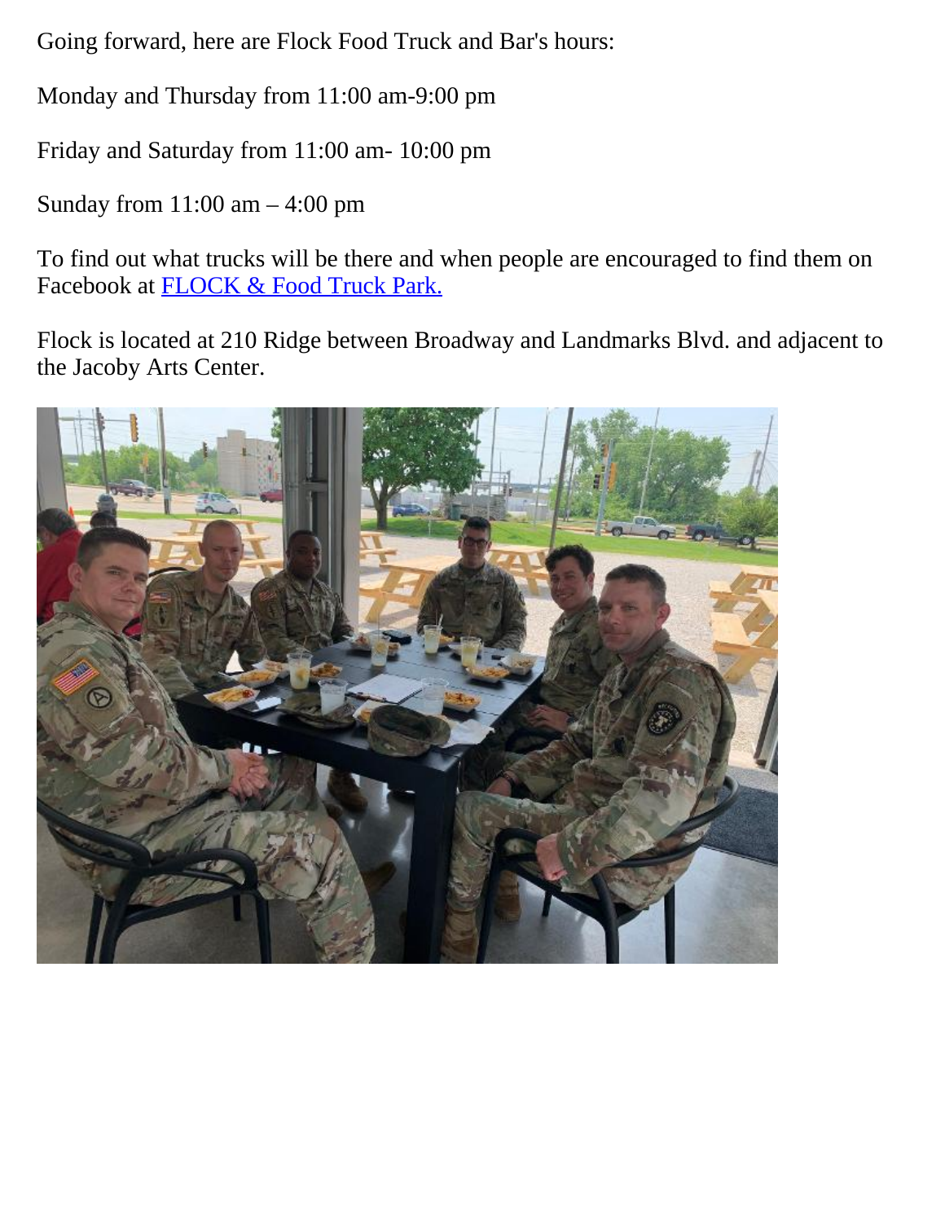Going forward, here are Flock Food Truck and Bar's hours:

Monday and Thursday from 11:00 am-9:00 pm

Friday and Saturday from 11:00 am- 10:00 pm

Sunday from 11:00 am – 4:00 pm

To find out what trucks will be there and when people are encouraged to find them on Facebook at FLOCK & Food Truck Park.

Flock is located at 210 Ridge between Broadway and Landmarks Blvd. and adjacent to the Jacoby Arts Center.